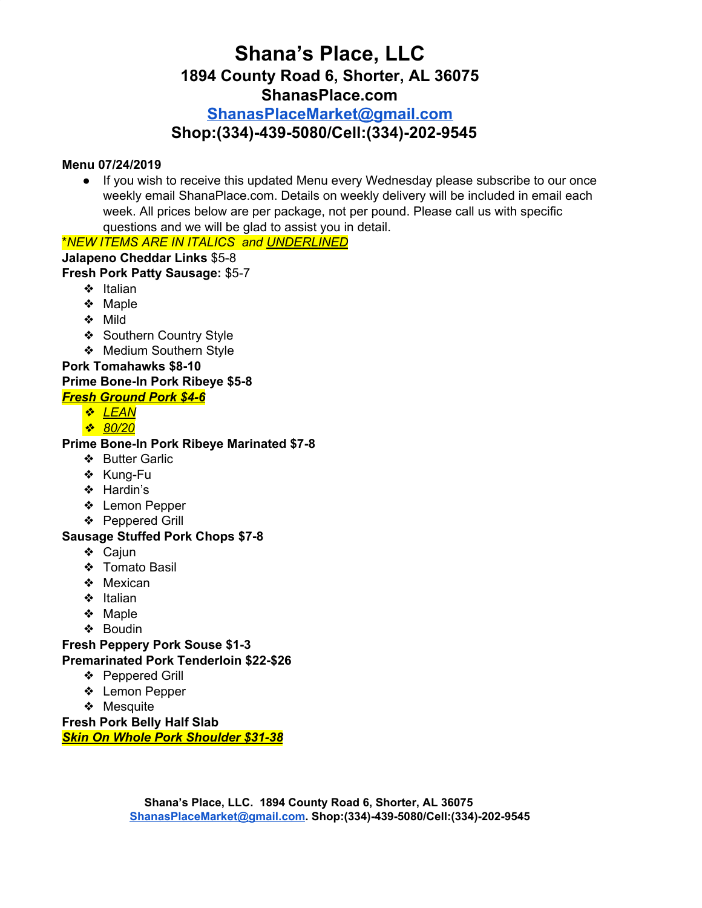# Shana's Place, LLC
## 1894 County Road 6, Shorter, AL 36075
## ShanasPlace.com
## [ShanasPlaceMarket@gmail.com](mailto:ShanasPlaceMarket@gmail.com)
## Shop:(334)-439-5080/Cell:(334)-202-9545

**Menu 07/24/2019**

- If you wish to receive this updated Menu every Wednesday please subscribe to our once weekly email ShanaPlace.com. Details on weekly delivery will be included in email each week. All prices below are per package, not per pound. Please call us with specific questions and we will be glad to assist you in detail.

**<u>*NEW ITEMS ARE IN ITALICS and UNDERLINED</u>**

**Jalapeno Cheddar Links** $5-8

**Fresh Pork Patty Sausage:** $5-7

- Italian
- Maple
- Mild
- Southern Country Style
- Medium Southern Style

**Pork Tomahawks $8-10**

**Prime Bone-In Pork Ribeye $5-8**

***<u>Fresh Ground Pork $4-6</u>***

- *<u>LEAN</u>*
- *<u>80/20</u>*

**Prime Bone-In Pork Ribeye Marinated $7-8**

- Butter Garlic
- Kung-Fu
- Hardin's
- Lemon Pepper
- Peppered Grill

**Sausage Stuffed Pork Chops $7-8**

- Cajun
- Tomato Basil
- Mexican
- Italian
- Maple
- Boudin

**Fresh Peppery Pork Souse $1-3**

**Premarinated Pork Tenderloin $22-$26**

- Peppered Grill
- Lemon Pepper
- Mesquite

**Fresh Pork Belly Half Slab**

***<u>Skin On Whole Pork Shoulder $31-38</u>***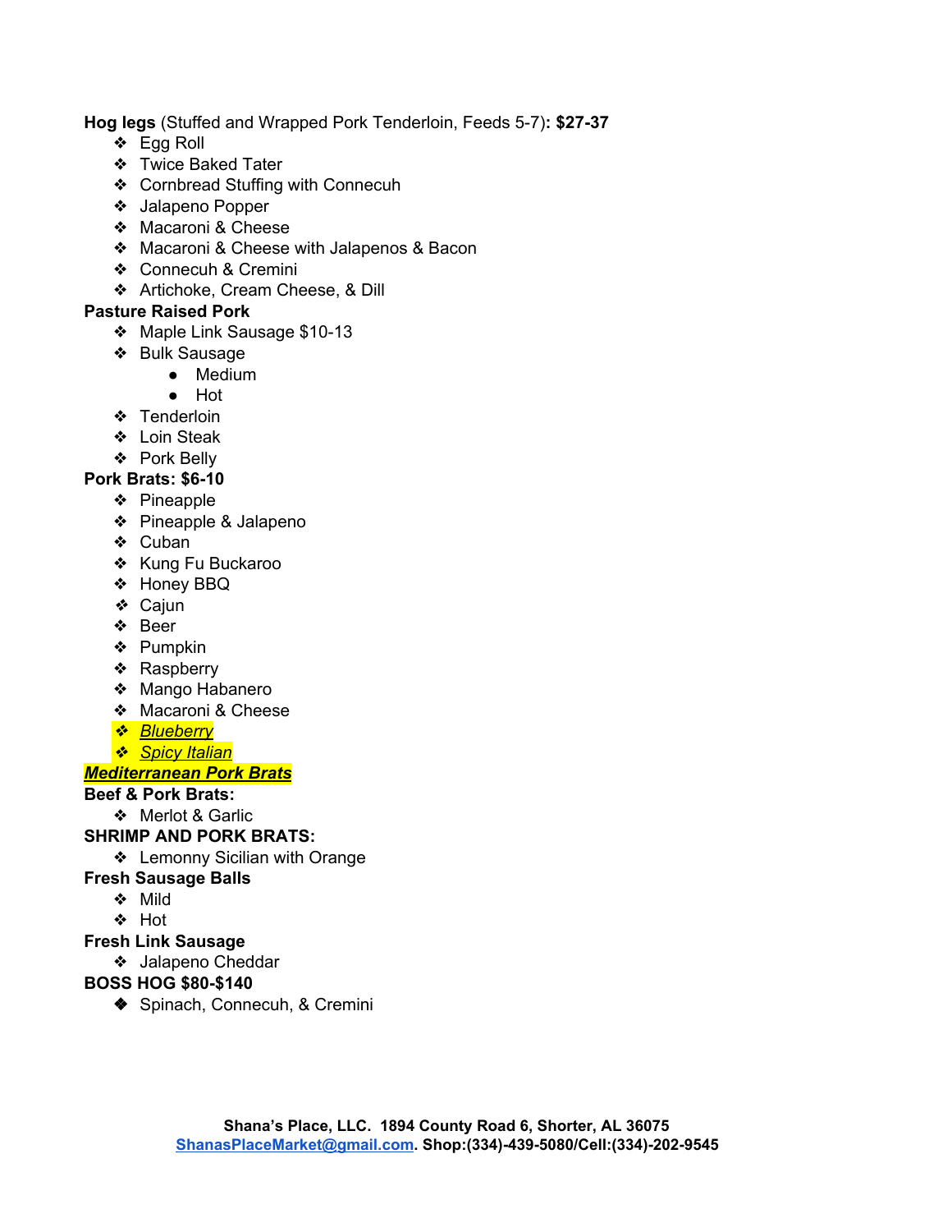**Hog legs** (Stuffed and Wrapped Pork Tenderloin, Feeds 5-7)**: $27-37**

- Egg Roll
- Twice Baked Tater
- Cornbread Stuffing with Connecuh
- Jalapeno Popper
- Macaroni & Cheese
- Macaroni & Cheese with Jalapenos & Bacon
- Connecuh & Cremini
- Artichoke, Cream Cheese, & Dill

**Pasture Raised Pork**

- Maple Link Sausage $10-13
- Bulk Sausage
  - Medium
  - Hot
- Tenderloin
- Loin Steak
- Pork Belly

**Pork Brats: $6-10**

- Pineapple
- Pineapple & Jalapeno
- Cuban
- Kung Fu Buckaroo
- Honey BBQ
- Cajun
- Beer
- Pumpkin
- Raspberry
- Mango Habanero
- Macaroni & Cheese
- *Blueberry*
- *Spicy Italian*

***Mediterranean Pork Brats***

**Beef & Pork Brats:**

- Merlot & Garlic

**SHRIMP AND PORK BRATS:**

- Lemonny Sicilian with Orange

**Fresh Sausage Balls**

- Mild
- Hot

**Fresh Link Sausage**

- Jalapeno Cheddar

**BOSS HOG $80-$140**

- Spinach, Connecuh, & Cremini

**Shana's Place, LLC. 1894 County Road 6, Shorter, AL 36075**
**ShanasPlaceMarket@gmail.com. Shop:(334)-439-5080/Cell:(334)-202-9545**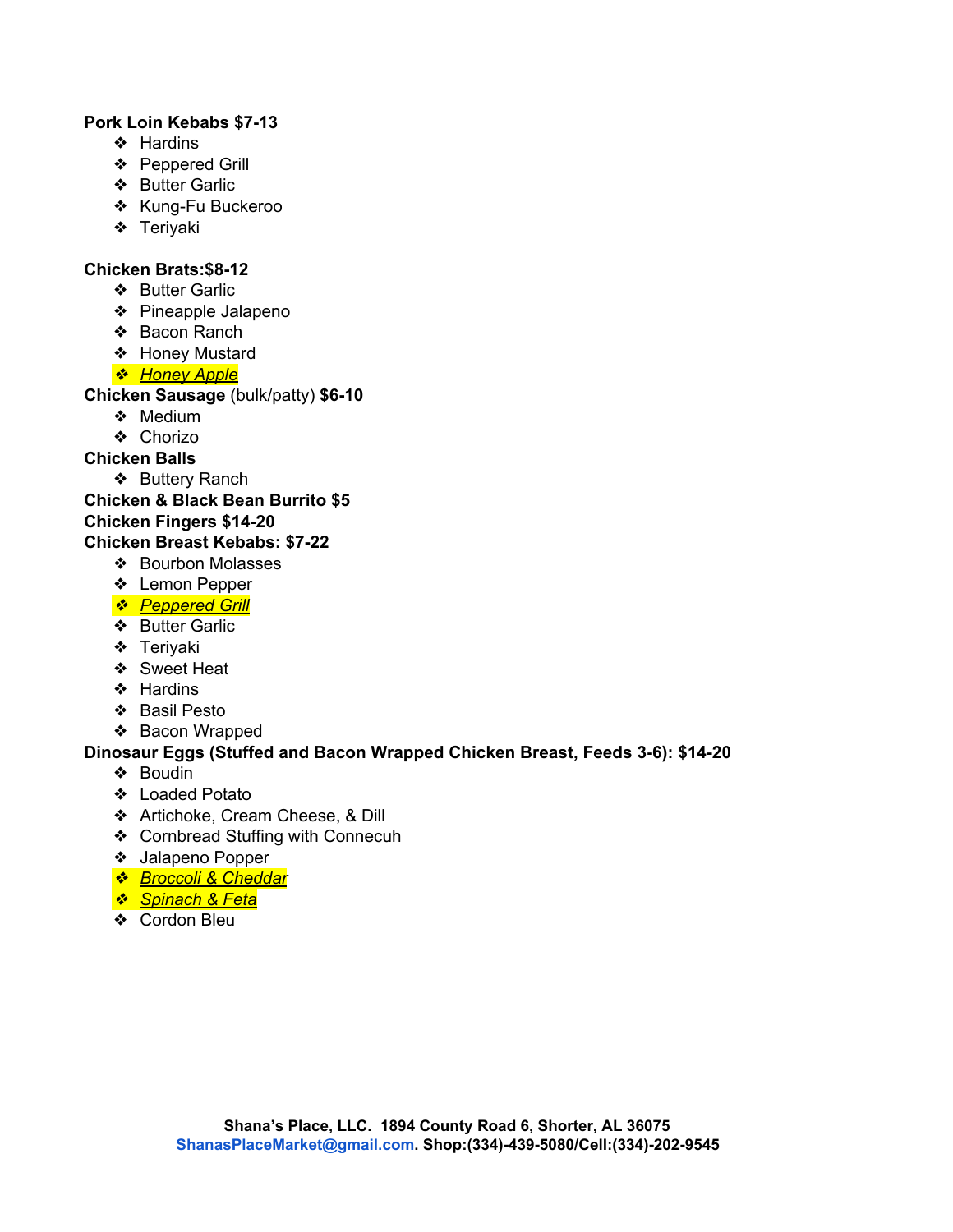**Pork Loin Kebabs $7-13**

- Hardins
- Peppered Grill
- Butter Garlic
- Kung-Fu Buckeroo
- Teriyaki

**Chicken Brats:$8-12**

- Butter Garlic
- Pineapple Jalapeno
- Bacon Ranch
- Honey Mustard
- *Honey Apple*

**Chicken Sausage** (bulk/patty) **$6-10**

- Medium
- Chorizo

**Chicken Balls**

- Buttery Ranch

**Chicken & Black Bean Burrito $5**

**Chicken Fingers $14-20**

**Chicken Breast Kebabs: $7-22**

- Bourbon Molasses
- Lemon Pepper
- *Peppered Grill*
- Butter Garlic
- Teriyaki
- Sweet Heat
- Hardins
- Basil Pesto
- Bacon Wrapped

**Dinosaur Eggs (Stuffed and Bacon Wrapped Chicken Breast, Feeds 3-6): $14-20**

- Boudin
- Loaded Potato
- Artichoke, Cream Cheese, & Dill
- Cornbread Stuffing with Connecuh
- Jalapeno Popper
- *Broccoli & Cheddar*
- *Spinach & Feta*
- Cordon Bleu

**Shana's Place, LLC. 1894 County Road 6, Shorter, AL 36075**
ShanasPlaceMarket@gmail.com. **Shop:(334)-439-5080/Cell:(334)-202-9545**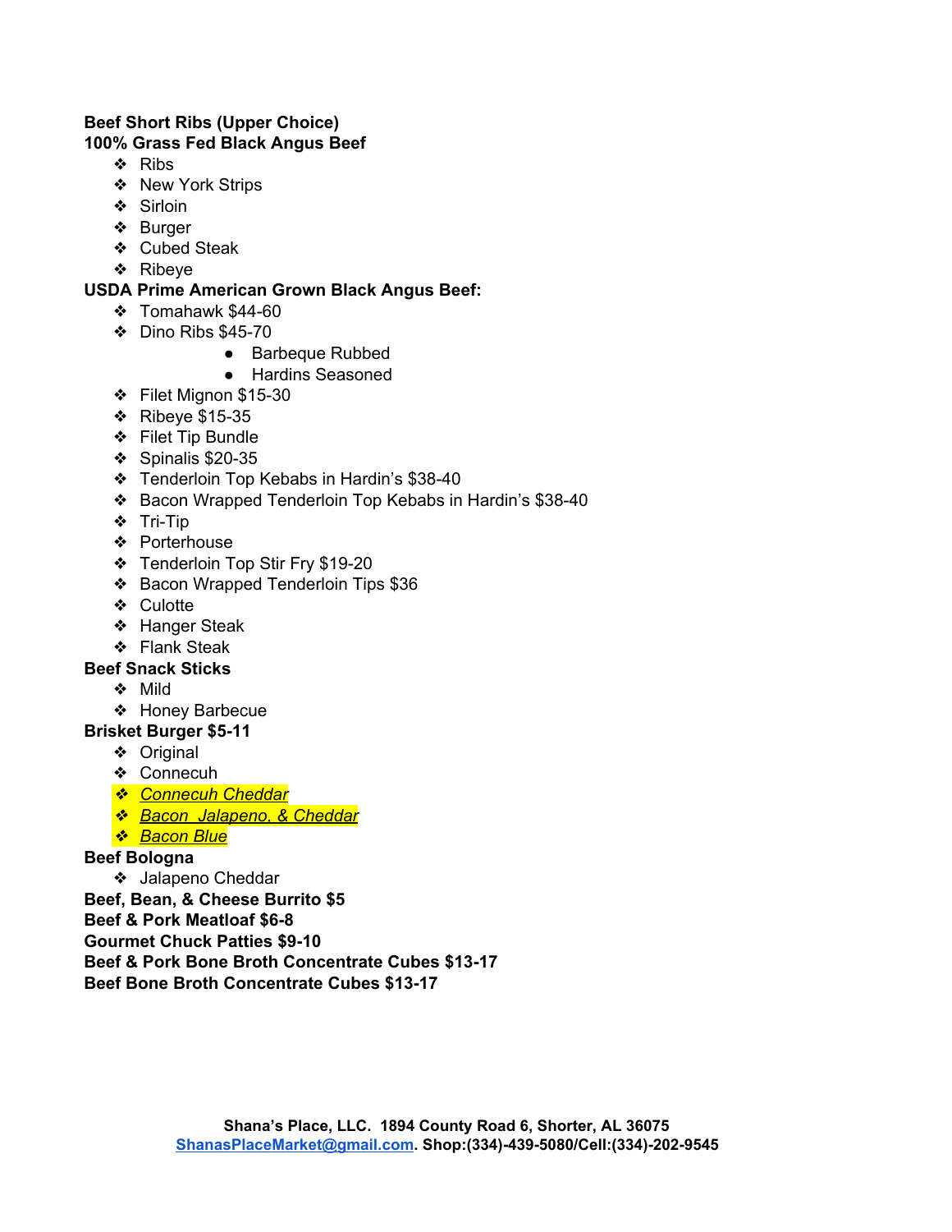**Beef Short Ribs (Upper Choice)**

**100% Grass Fed Black Angus Beef**

- Ribs
- New York Strips
- Sirloin
- Burger
- Cubed Steak
- Ribeye

**USDA Prime American Grown Black Angus Beef:**

- Tomahawk $44-60
- Dino Ribs $45-70
    - Barbeque Rubbed
    - Hardins Seasoned
- Filet Mignon $15-30
- Ribeye $15-35
- Filet Tip Bundle
- Spinalis $20-35
- Tenderloin Top Kebabs in Hardin's $38-40
- Bacon Wrapped Tenderloin Top Kebabs in Hardin's $38-40
- Tri-Tip
- Porterhouse
- Tenderloin Top Stir Fry $19-20
- Bacon Wrapped Tenderloin Tips $36
- Culotte
- Hanger Steak
- Flank Steak

**Beef Snack Sticks**

- Mild
- Honey Barbecue

**Brisket Burger $5-11**

- Original
- Connecuh
- *Connecuh Cheddar*
- *Bacon Jalapeno, & Cheddar*
- *Bacon Blue*

**Beef Bologna**

- Jalapeno Cheddar

**Beef, Bean, & Cheese Burrito $5**

**Beef & Pork Meatloaf $6-8**

**Gourmet Chuck Patties $9-10**

**Beef & Pork Bone Broth Concentrate Cubes $13-17**

**Beef Bone Broth Concentrate Cubes $13-17**

**Shana's Place, LLC. 1894 County Road 6, Shorter, AL 36075**
**ShanasPlaceMarket@gmail.com. Shop:(334)-439-5080/Cell:(334)-202-9545**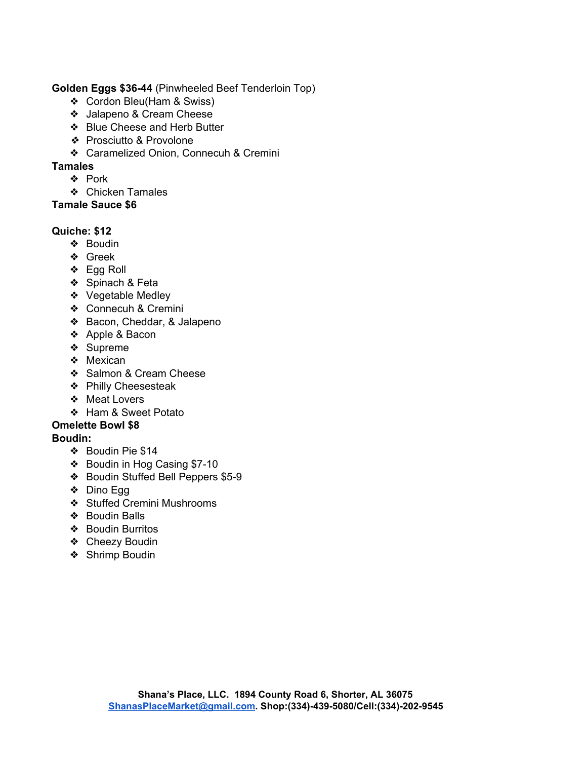**Golden Eggs $36-44** (Pinwheeled Beef Tenderloin Top)

- Cordon Bleu(Ham & Swiss)
- Jalapeno & Cream Cheese
- Blue Cheese and Herb Butter
- Prosciutto & Provolone
- Caramelized Onion, Connecuh & Cremini

**Tamales**

- Pork
- Chicken Tamales

**Tamale Sauce $6**

**Quiche: $12**

- Boudin
- Greek
- Egg Roll
- Spinach & Feta
- Vegetable Medley
- Connecuh & Cremini
- Bacon, Cheddar, & Jalapeno
- Apple & Bacon
- Supreme
- Mexican
- Salmon & Cream Cheese
- Philly Cheesesteak
- Meat Lovers
- Ham & Sweet Potato

**Omelette Bowl $8**

**Boudin:**

- Boudin Pie $14
- Boudin in Hog Casing $7-10
- Boudin Stuffed Bell Peppers $5-9
- Dino Egg
- Stuffed Cremini Mushrooms
- Boudin Balls
- Boudin Burritos
- Cheezy Boudin
- Shrimp Boudin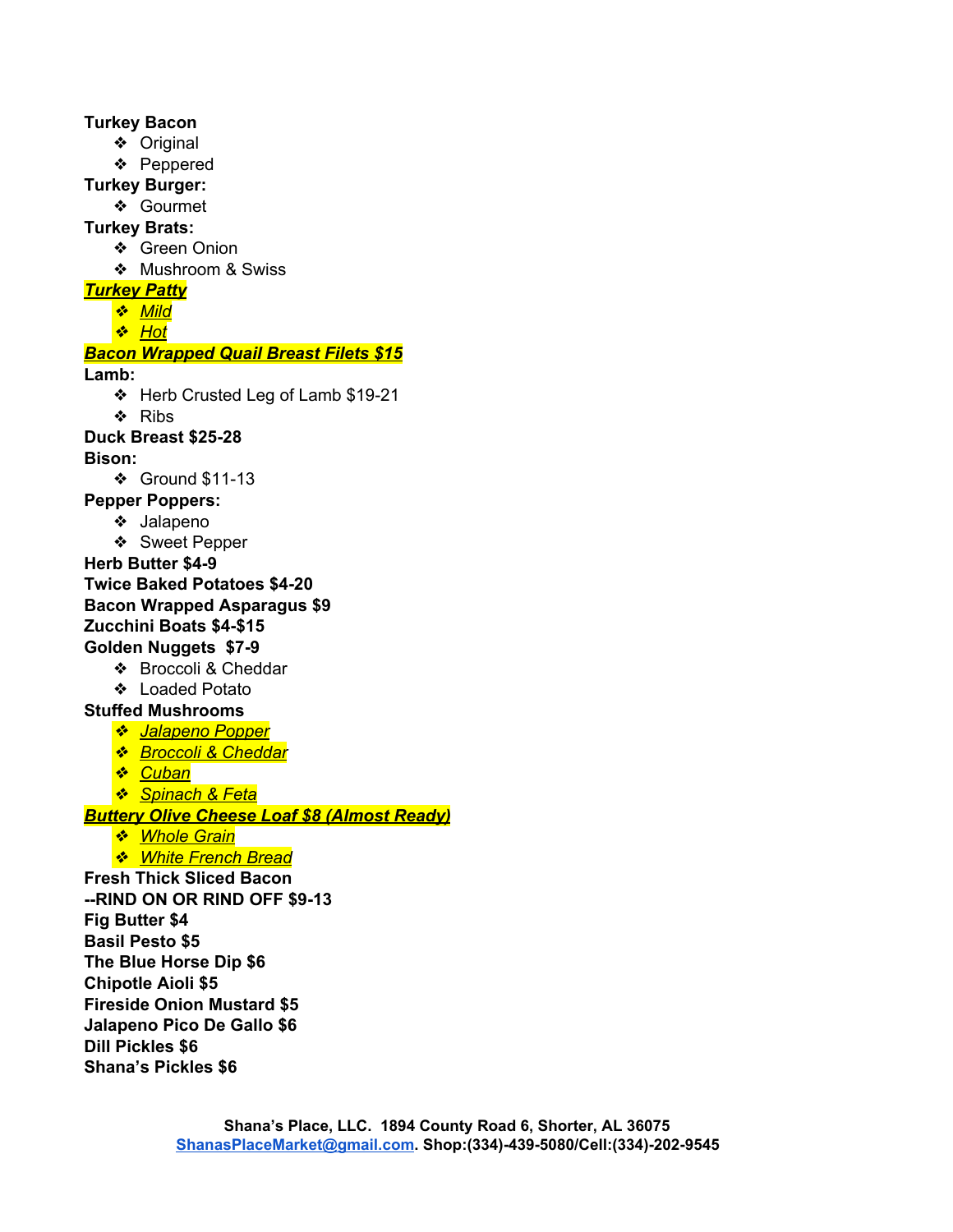**Turkey Bacon**

- Original
- Peppered

**Turkey Burger:**

- Gourmet

**Turkey Brats:**

- Green Onion
- Mushroom & Swiss

***Turkey Patty***

- *Mild*
- *Hot*

***Bacon Wrapped Quail Breast Filets $15***

**Lamb:**

- Herb Crusted Leg of Lamb $19-21
- Ribs

**Duck Breast $25-28**

**Bison:**

- Ground $11-13

**Pepper Poppers:**

- Jalapeno
- Sweet Pepper

**Herb Butter $4-9**

**Twice Baked Potatoes $4-20**

**Bacon Wrapped Asparagus $9**

**Zucchini Boats $4-$15**

**Golden Nuggets $7-9**

- Broccoli & Cheddar
- Loaded Potato

**Stuffed Mushrooms**

- *Jalapeno Popper*
- *Broccoli & Cheddar*
- *Cuban*
- *Spinach & Feta*

***Buttery Olive Cheese Loaf $8 (Almost Ready)***

- *Whole Grain*
- *White French Bread*

**Fresh Thick Sliced Bacon**

**--RIND ON OR RIND OFF $9-13**

**Fig Butter $4**

**Basil Pesto $5**

**The Blue Horse Dip $6**

**Chipotle Aioli $5**

**Fireside Onion Mustard $5**

**Jalapeno Pico De Gallo $6**

**Dill Pickles $6**

**Shana's Pickles $6**

**Shana's Place, LLC. 1894 County Road 6, Shorter, AL 36075**
**ShanasPlaceMarket@gmail.com. Shop:(334)-439-5080/Cell:(334)-202-9545**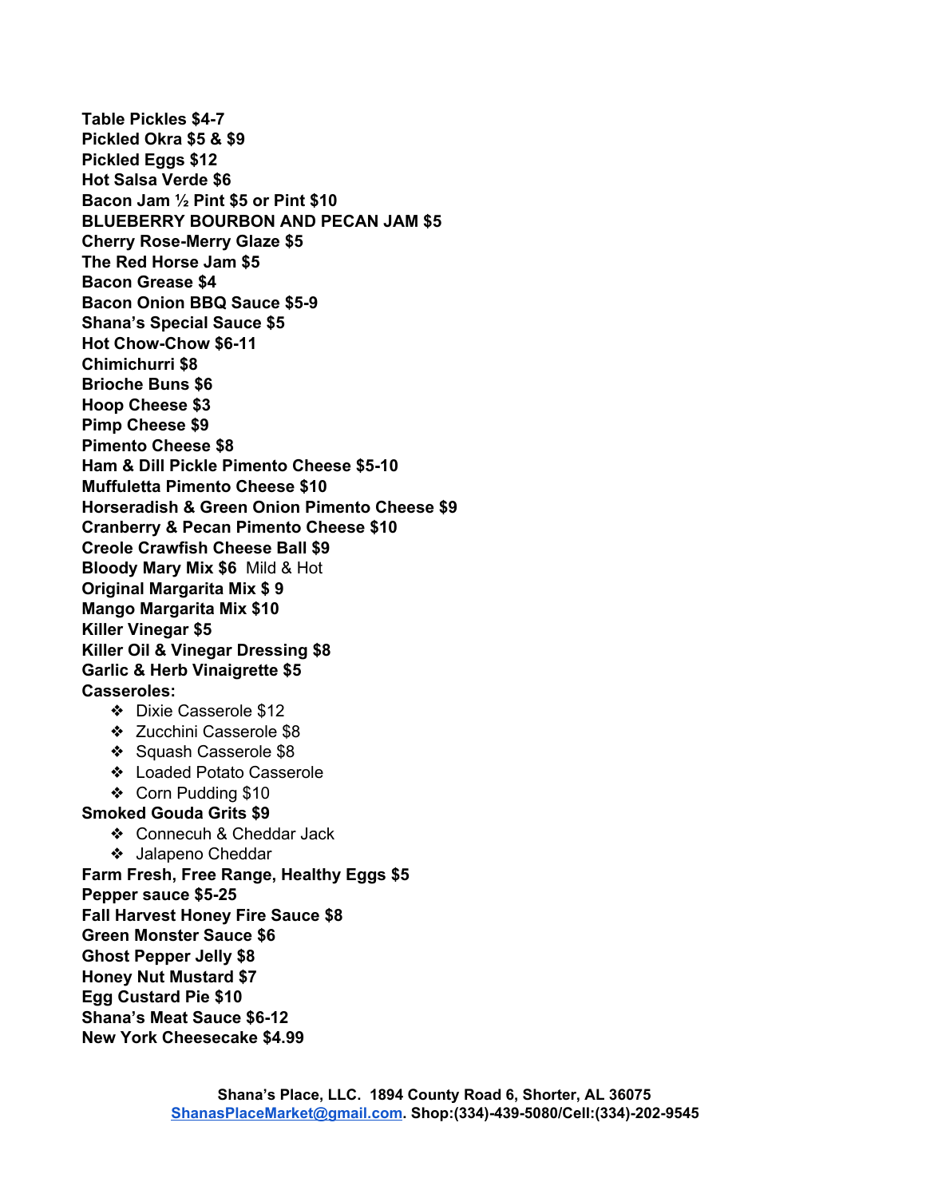**Table Pickles $4-7**
**Pickled Okra $5 & $9**
**Pickled Eggs $12**
**Hot Salsa Verde $6**
**Bacon Jam ½ Pint $5 or Pint $10**
**BLUEBERRY BOURBON AND PECAN JAM $5**
**Cherry Rose-Merry Glaze $5**
**The Red Horse Jam $5**
**Bacon Grease $4**
**Bacon Onion BBQ Sauce $5-9**
**Shana's Special Sauce $5**
**Hot Chow-Chow $6-11**
**Chimichurri $8**
**Brioche Buns $6**
**Hoop Cheese $3**
**Pimp Cheese $9**
**Pimento Cheese $8**
**Ham & Dill Pickle Pimento Cheese $5-10**
**Muffuletta Pimento Cheese $10**
**Horseradish & Green Onion Pimento Cheese $9**
**Cranberry & Pecan Pimento Cheese $10**
**Creole Crawfish Cheese Ball $9**
**Bloody Mary Mix $6** Mild & Hot
**Original Margarita Mix $ 9**
**Mango Margarita Mix $10**
**Killer Vinegar $5**
**Killer Oil & Vinegar Dressing $8**
**Garlic & Herb Vinaigrette $5**
**Casseroles:**

- Dixie Casserole $12
- Zucchini Casserole $8
- Squash Casserole $8
- Loaded Potato Casserole
- Corn Pudding $10

**Smoked Gouda Grits $9**

- Connecuh & Cheddar Jack
- Jalapeno Cheddar

**Farm Fresh, Free Range, Healthy Eggs $5**
**Pepper sauce $5-25**
**Fall Harvest Honey Fire Sauce $8**
**Green Monster Sauce $6**
**Ghost Pepper Jelly $8**
**Honey Nut Mustard $7**
**Egg Custard Pie $10**
**Shana's Meat Sauce $6-12**
**New York Cheesecake $4.99**

**Shana's Place, LLC. 1894 County Road 6, Shorter, AL 36075**
**ShanasPlaceMarket@gmail.com. Shop:(334)-439-5080/Cell:(334)-202-9545**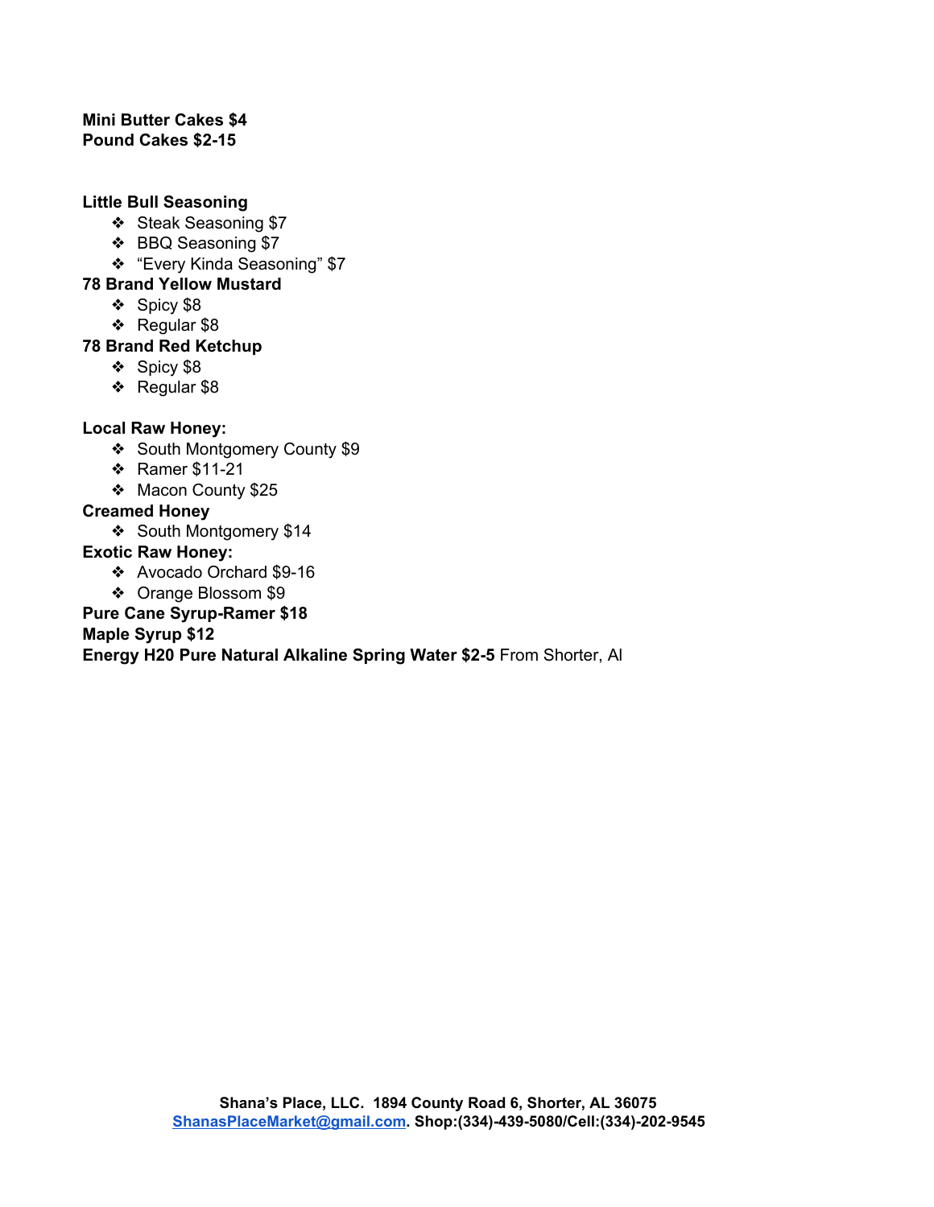**Mini Butter Cakes $4**
**Pound Cakes $2-15**

**Little Bull Seasoning**

- Steak Seasoning $7
- BBQ Seasoning $7
- "Every Kinda Seasoning" $7

**78 Brand Yellow Mustard**

- Spicy $8
- Regular $8

**78 Brand Red Ketchup**

- Spicy $8
- Regular $8

**Local Raw Honey:**

- South Montgomery County $9
- Ramer $11-21
- Macon County $25

**Creamed Honey**

- South Montgomery $14

**Exotic Raw Honey:**

- Avocado Orchard $9-16
- Orange Blossom $9

**Pure Cane Syrup-Ramer $18**
**Maple Syrup $12**
**Energy H20 Pure Natural Alkaline Spring Water $2-5** From Shorter, Al

**Shana's Place, LLC. 1894 County Road 6, Shorter, AL 36075**
**ShanasPlaceMarket@gmail.com. Shop:(334)-439-5080/Cell:(334)-202-9545**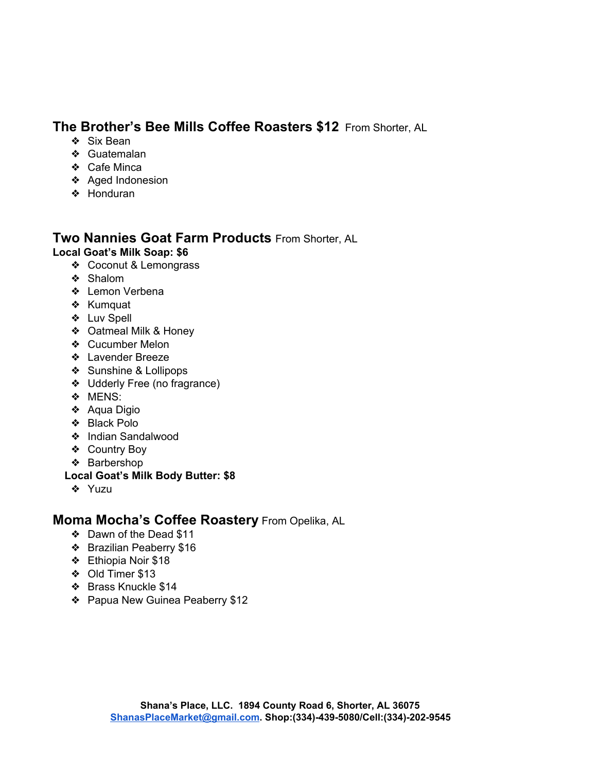## The Brother's Bee Mills Coffee Roasters $12 From Shorter, AL

- Six Bean
- Guatemalan
- Cafe Minca
- Aged Indonesion
- Honduran

## Two Nannies Goat Farm Products From Shorter, AL

**Local Goat's Milk Soap: $6**

- Coconut & Lemongrass
- Shalom
- Lemon Verbena
- Kumquat
- Luv Spell
- Oatmeal Milk & Honey
- Cucumber Melon
- Lavender Breeze
- Sunshine & Lollipops
- Udderly Free (no fragrance)
- MENS:
- Aqua Digio
- Black Polo
- Indian Sandalwood
- Country Boy
- Barbershop

**Local Goat's Milk Body Butter: $8**

- Yuzu

## Moma Mocha's Coffee Roastery From Opelika, AL

- Dawn of the Dead $11
- Brazilian Peaberry $16
- Ethiopia Noir $18
- Old Timer $13
- Brass Knuckle $14
- Papua New Guinea Peaberry $12

**Shana's Place, LLC. 1894 County Road 6, Shorter, AL 36075**
**ShanasPlaceMarket@gmail.com. Shop:(334)-439-5080/Cell:(334)-202-9545**